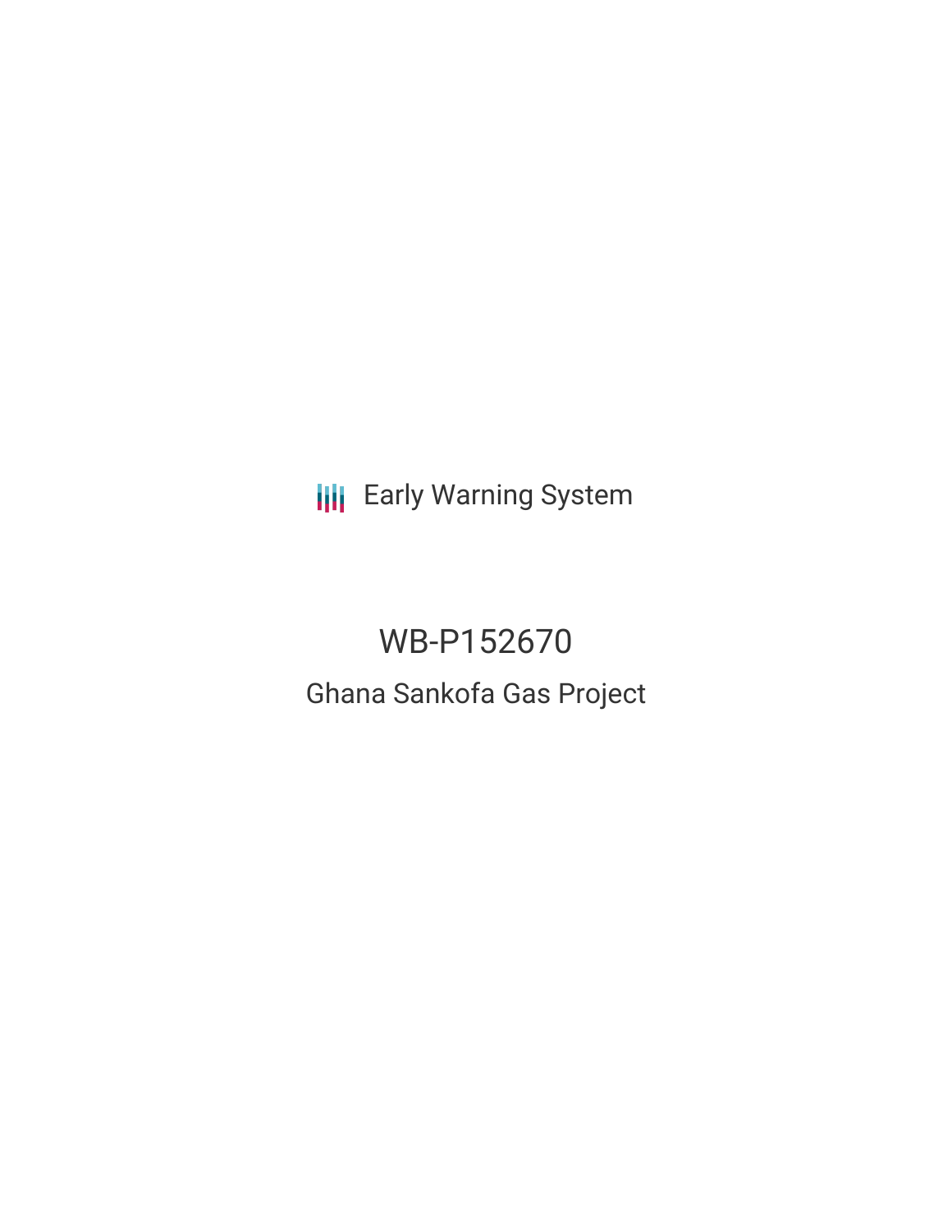Early Warning System

# WB-P152670

## Ghana Sankofa Gas Project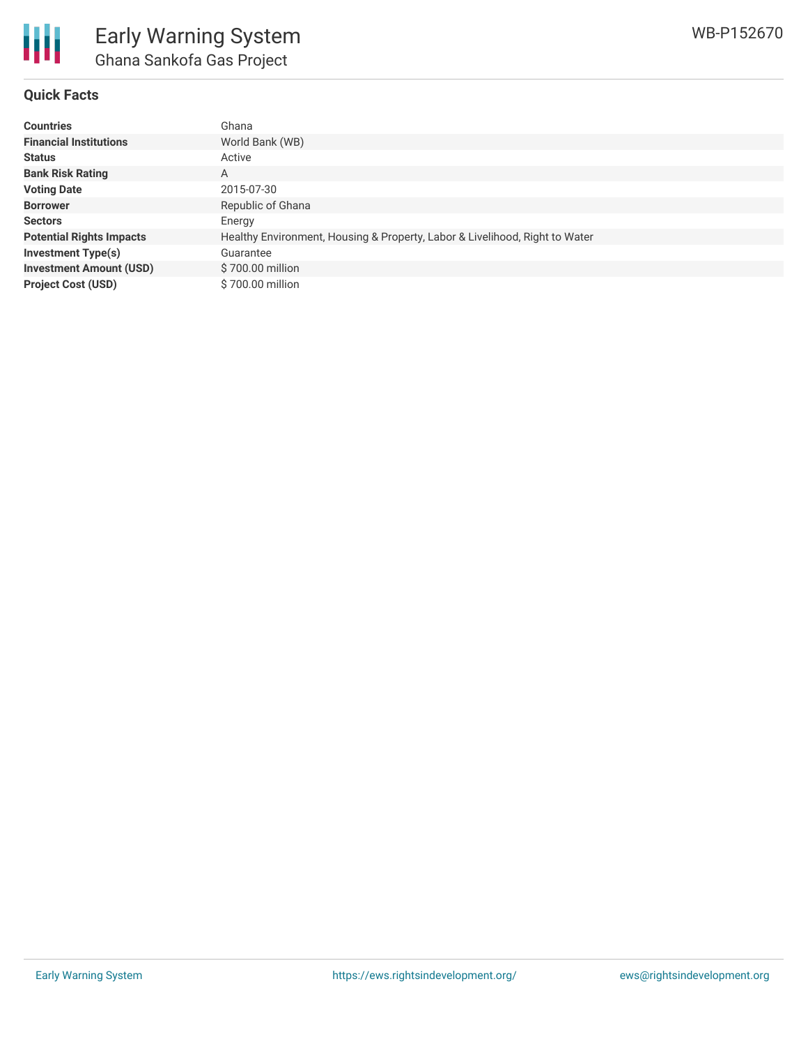## Quick Facts

| | |
|---|---|
| **Countries** | Ghana |
| **Financial Institutions** | World Bank (WB) |
| **Status** | Active |
| **Bank Risk Rating** | A |
| **Voting Date** | 2015-07-30 |
| **Borrower** | Republic of Ghana |
| **Sectors** | Energy |
| **Potential Rights Impacts** | Healthy Environment, Housing & Property, Labor & Livelihood, Right to Water |
| **Investment Type(s)** | Guarantee |
| **Investment Amount (USD)** | $ 700.00 million |
| **Project Cost (USD)** | $ 700.00 million |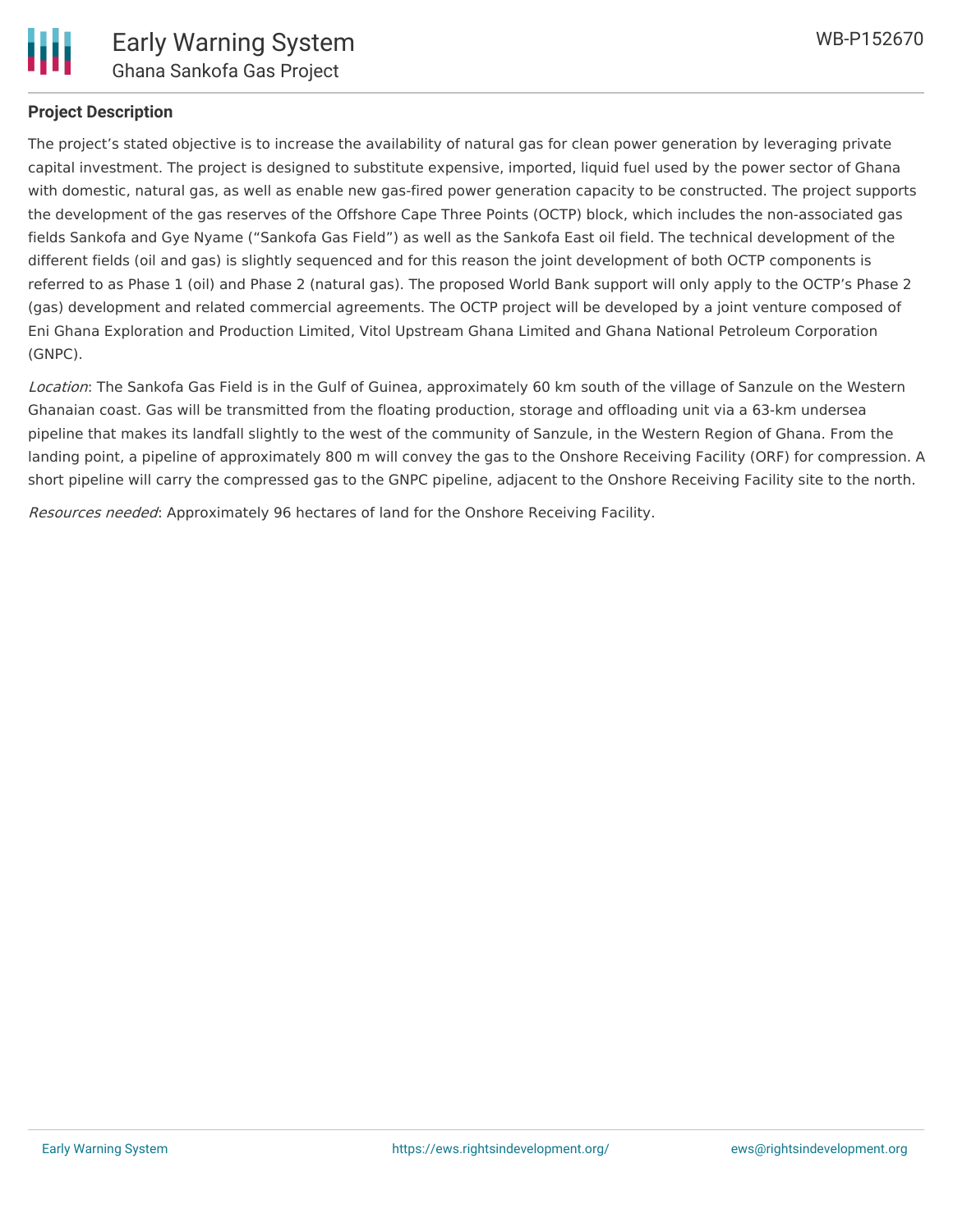## Project Description

The project's stated objective is to increase the availability of natural gas for clean power generation by leveraging private capital investment. The project is designed to substitute expensive, imported, liquid fuel used by the power sector of Ghana with domestic, natural gas, as well as enable new gas-fired power generation capacity to be constructed. The project supports the development of the gas reserves of the Offshore Cape Three Points (OCTP) block, which includes the non-associated gas fields Sankofa and Gye Nyame ("Sankofa Gas Field") as well as the Sankofa East oil field. The technical development of the different fields (oil and gas) is slightly sequenced and for this reason the joint development of both OCTP components is referred to as Phase 1 (oil) and Phase 2 (natural gas). The proposed World Bank support will only apply to the OCTP's Phase 2 (gas) development and related commercial agreements. The OCTP project will be developed by a joint venture composed of Eni Ghana Exploration and Production Limited, Vitol Upstream Ghana Limited and Ghana National Petroleum Corporation (GNPC).

*Location*: The Sankofa Gas Field is in the Gulf of Guinea, approximately 60 km south of the village of Sanzule on the Western Ghanaian coast. Gas will be transmitted from the floating production, storage and offloading unit via a 63-km undersea pipeline that makes its landfall slightly to the west of the community of Sanzule, in the Western Region of Ghana. From the landing point, a pipeline of approximately 800 m will convey the gas to the Onshore Receiving Facility (ORF) for compression. A short pipeline will carry the compressed gas to the GNPC pipeline, adjacent to the Onshore Receiving Facility site to the north.

*Resources needed*: Approximately 96 hectares of land for the Onshore Receiving Facility.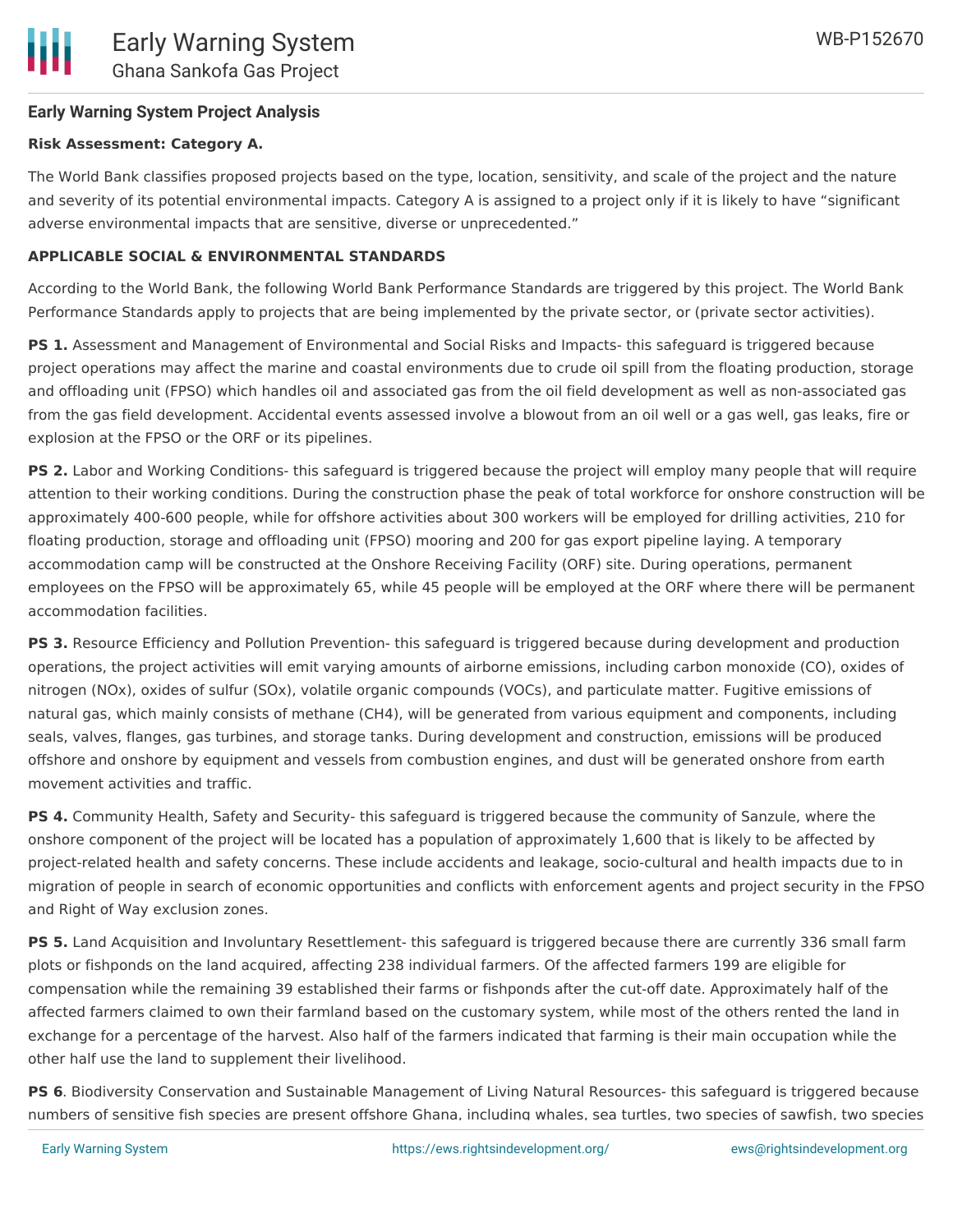**Early Warning System Project Analysis**

**Risk Assessment: Category A.**

The World Bank classifies proposed projects based on the type, location, sensitivity, and scale of the project and the nature and severity of its potential environmental impacts. Category A is assigned to a project only if it is likely to have "significant adverse environmental impacts that are sensitive, diverse or unprecedented."

**APPLICABLE SOCIAL & ENVIRONMENTAL STANDARDS**

According to the World Bank, the following World Bank Performance Standards are triggered by this project. The World Bank Performance Standards apply to projects that are being implemented by the private sector, or (private sector activities).

**PS 1.** Assessment and Management of Environmental and Social Risks and Impacts- this safeguard is triggered because project operations may affect the marine and coastal environments due to crude oil spill from the floating production, storage and offloading unit (FPSO) which handles oil and associated gas from the oil field development as well as non-associated gas from the gas field development. Accidental events assessed involve a blowout from an oil well or a gas well, gas leaks, fire or explosion at the FPSO or the ORF or its pipelines.

**PS 2.** Labor and Working Conditions- this safeguard is triggered because the project will employ many people that will require attention to their working conditions. During the construction phase the peak of total workforce for onshore construction will be approximately 400-600 people, while for offshore activities about 300 workers will be employed for drilling activities, 210 for floating production, storage and offloading unit (FPSO) mooring and 200 for gas export pipeline laying. A temporary accommodation camp will be constructed at the Onshore Receiving Facility (ORF) site. During operations, permanent employees on the FPSO will be approximately 65, while 45 people will be employed at the ORF where there will be permanent accommodation facilities.

**PS 3.** Resource Efficiency and Pollution Prevention- this safeguard is triggered because during development and production operations, the project activities will emit varying amounts of airborne emissions, including carbon monoxide (CO), oxides of nitrogen (NOx), oxides of sulfur (SOx), volatile organic compounds (VOCs), and particulate matter. Fugitive emissions of natural gas, which mainly consists of methane ($CH_4$), will be generated from various equipment and components, including seals, valves, flanges, gas turbines, and storage tanks. During development and construction, emissions will be produced offshore and onshore by equipment and vessels from combustion engines, and dust will be generated onshore from earth movement activities and traffic.

**PS 4.** Community Health, Safety and Security- this safeguard is triggered because the community of Sanzule, where the onshore component of the project will be located has a population of approximately 1,600 that is likely to be affected by project-related health and safety concerns. These include accidents and leakage, socio-cultural and health impacts due to in migration of people in search of economic opportunities and conflicts with enforcement agents and project security in the FPSO and Right of Way exclusion zones.

**PS 5.** Land Acquisition and Involuntary Resettlement- this safeguard is triggered because there are currently 336 small farm plots or fishponds on the land acquired, affecting 238 individual farmers. Of the affected farmers 199 are eligible for compensation while the remaining 39 established their farms or fishponds after the cut-off date. Approximately half of the affected farmers claimed to own their farmland based on the customary system, while most of the others rented the land in exchange for a percentage of the harvest. Also half of the farmers indicated that farming is their main occupation while the other half use the land to supplement their livelihood.

**PS 6**. Biodiversity Conservation and Sustainable Management of Living Natural Resources- this safeguard is triggered because numbers of sensitive fish species are present offshore Ghana, including whales, sea turtles, two species of sawfish, two species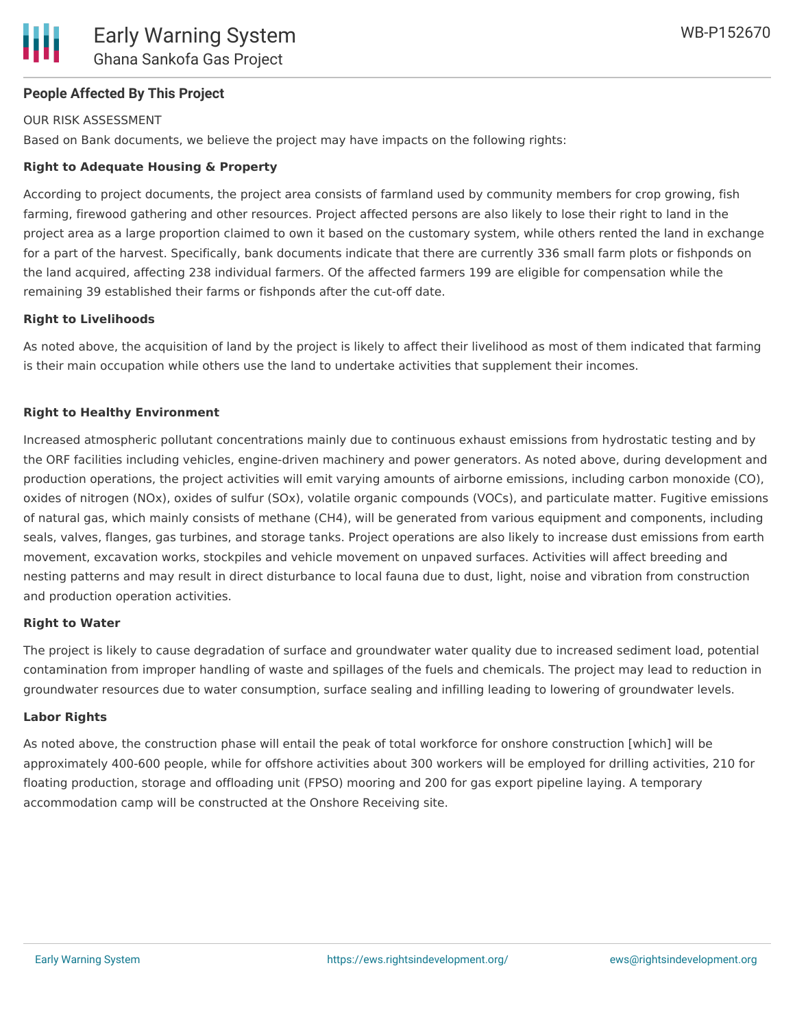## People Affected By This Project

OUR RISK ASSESSMENT

Based on Bank documents, we believe the project may have impacts on the following rights:

**Right to Adequate Housing & Property**

According to project documents, the project area consists of farmland used by community members for crop growing, fish farming, firewood gathering and other resources. Project affected persons are also likely to lose their right to land in the project area as a large proportion claimed to own it based on the customary system, while others rented the land in exchange for a part of the harvest. Specifically, bank documents indicate that there are currently 336 small farm plots or fishponds on the land acquired, affecting 238 individual farmers. Of the affected farmers 199 are eligible for compensation while the remaining 39 established their farms or fishponds after the cut-off date.

**Right to Livelihoods**

As noted above, the acquisition of land by the project is likely to affect their livelihood as most of them indicated that farming is their main occupation while others use the land to undertake activities that supplement their incomes.

**Right to Healthy Environment**

Increased atmospheric pollutant concentrations mainly due to continuous exhaust emissions from hydrostatic testing and by the ORF facilities including vehicles, engine-driven machinery and power generators. As noted above, during development and production operations, the project activities will emit varying amounts of airborne emissions, including carbon monoxide (CO), oxides of nitrogen (NOx), oxides of sulfur (SOx), volatile organic compounds (VOCs), and particulate matter. Fugitive emissions of natural gas, which mainly consists of methane ($CH_4$), will be generated from various equipment and components, including seals, valves, flanges, gas turbines, and storage tanks. Project operations are also likely to increase dust emissions from earth movement, excavation works, stockpiles and vehicle movement on unpaved surfaces. Activities will affect breeding and nesting patterns and may result in direct disturbance to local fauna due to dust, light, noise and vibration from construction and production operation activities.

**Right to Water**

The project is likely to cause degradation of surface and groundwater water quality due to increased sediment load, potential contamination from improper handling of waste and spillages of the fuels and chemicals. The project may lead to reduction in groundwater resources due to water consumption, surface sealing and infilling leading to lowering of groundwater levels.

**Labor Rights**

As noted above, the construction phase will entail the peak of total workforce for onshore construction [which] will be approximately 400-600 people, while for offshore activities about 300 workers will be employed for drilling activities, 210 for floating production, storage and offloading unit (FPSO) mooring and 200 for gas export pipeline laying. A temporary accommodation camp will be constructed at the Onshore Receiving site.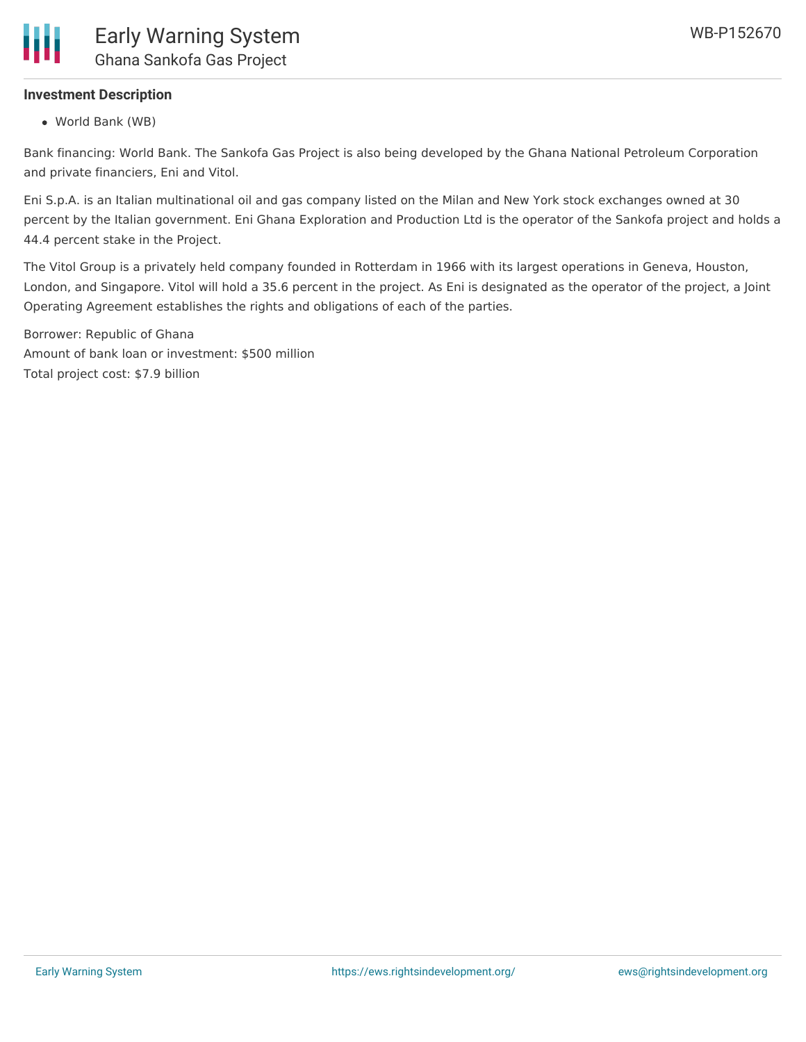**Investment Description**

- World Bank (WB)

Bank financing: World Bank. The Sankofa Gas Project is also being developed by the Ghana National Petroleum Corporation and private financiers, Eni and Vitol.

Eni S.p.A. is an Italian multinational oil and gas company listed on the Milan and New York stock exchanges owned at 30 percent by the Italian government. Eni Ghana Exploration and Production Ltd is the operator of the Sankofa project and holds a 44.4 percent stake in the Project.

The Vitol Group is a privately held company founded in Rotterdam in 1966 with its largest operations in Geneva, Houston, London, and Singapore. Vitol will hold a 35.6 percent in the project. As Eni is designated as the operator of the project, a Joint Operating Agreement establishes the rights and obligations of each of the parties.

Borrower: Republic of Ghana
Amount of bank loan or investment: $500 million
Total project cost: $7.9 billion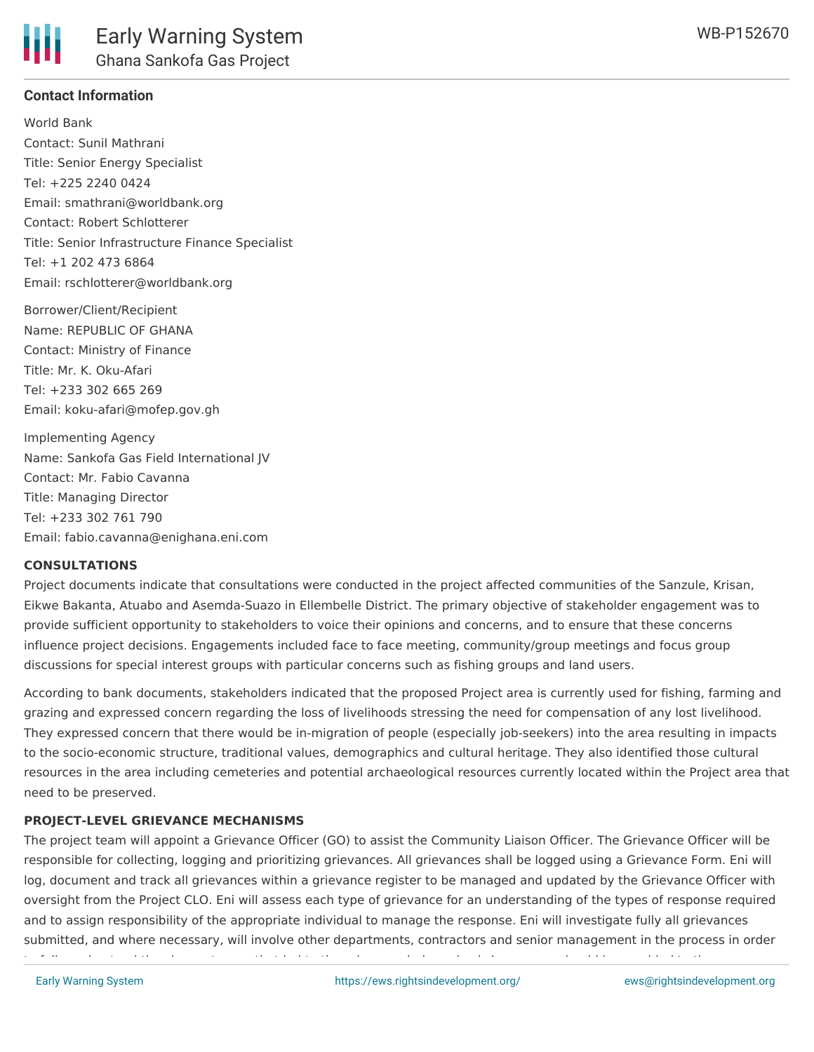### Contact Information

World Bank
Contact: Sunil Mathrani
Title: Senior Energy Specialist
Tel: +225 2240 0424
Email: smathrani@worldbank.org
Contact: Robert Schlotterer
Title: Senior Infrastructure Finance Specialist
Tel: +1 202 473 6864
Email: rschlotterer@worldbank.org

Borrower/Client/Recipient
Name: REPUBLIC OF GHANA
Contact: Ministry of Finance
Title: Mr. K. Oku-Afari
Tel: +233 302 665 269
Email: koku-afari@mofep.gov.gh

Implementing Agency
Name: Sankofa Gas Field International JV
Contact: Mr. Fabio Cavanna
Title: Managing Director
Tel: +233 302 761 790
Email: fabio.cavanna@enighana.eni.com

#### CONSULTATIONS

Project documents indicate that consultations were conducted in the project affected communities of the Sanzule, Krisan, Eikwe Bakanta, Atuabo and Asemda-Suazo in Ellembelle District. The primary objective of stakeholder engagement was to provide sufficient opportunity to stakeholders to voice their opinions and concerns, and to ensure that these concerns influence project decisions. Engagements included face to face meeting, community/group meetings and focus group discussions for special interest groups with particular concerns such as fishing groups and land users.

According to bank documents, stakeholders indicated that the proposed Project area is currently used for fishing, farming and grazing and expressed concern regarding the loss of livelihoods stressing the need for compensation of any lost livelihood. They expressed concern that there would be in-migration of people (especially job-seekers) into the area resulting in impacts to the socio-economic structure, traditional values, demographics and cultural heritage. They also identified those cultural resources in the area including cemeteries and potential archaeological resources currently located within the Project area that need to be preserved.

#### PROJECT-LEVEL GRIEVANCE MECHANISMS

The project team will appoint a Grievance Officer (GO) to assist the Community Liaison Officer. The Grievance Officer will be responsible for collecting, logging and prioritizing grievances. All grievances shall be logged using a Grievance Form. Eni will log, document and track all grievances within a grievance register to be managed and updated by the Grievance Officer with oversight from the Project CLO. Eni will assess each type of grievance for an understanding of the types of response required and to assign responsibility of the appropriate individual to manage the response. Eni will investigate fully all grievances submitted, and where necessary, will involve other departments, contractors and senior management in the process in order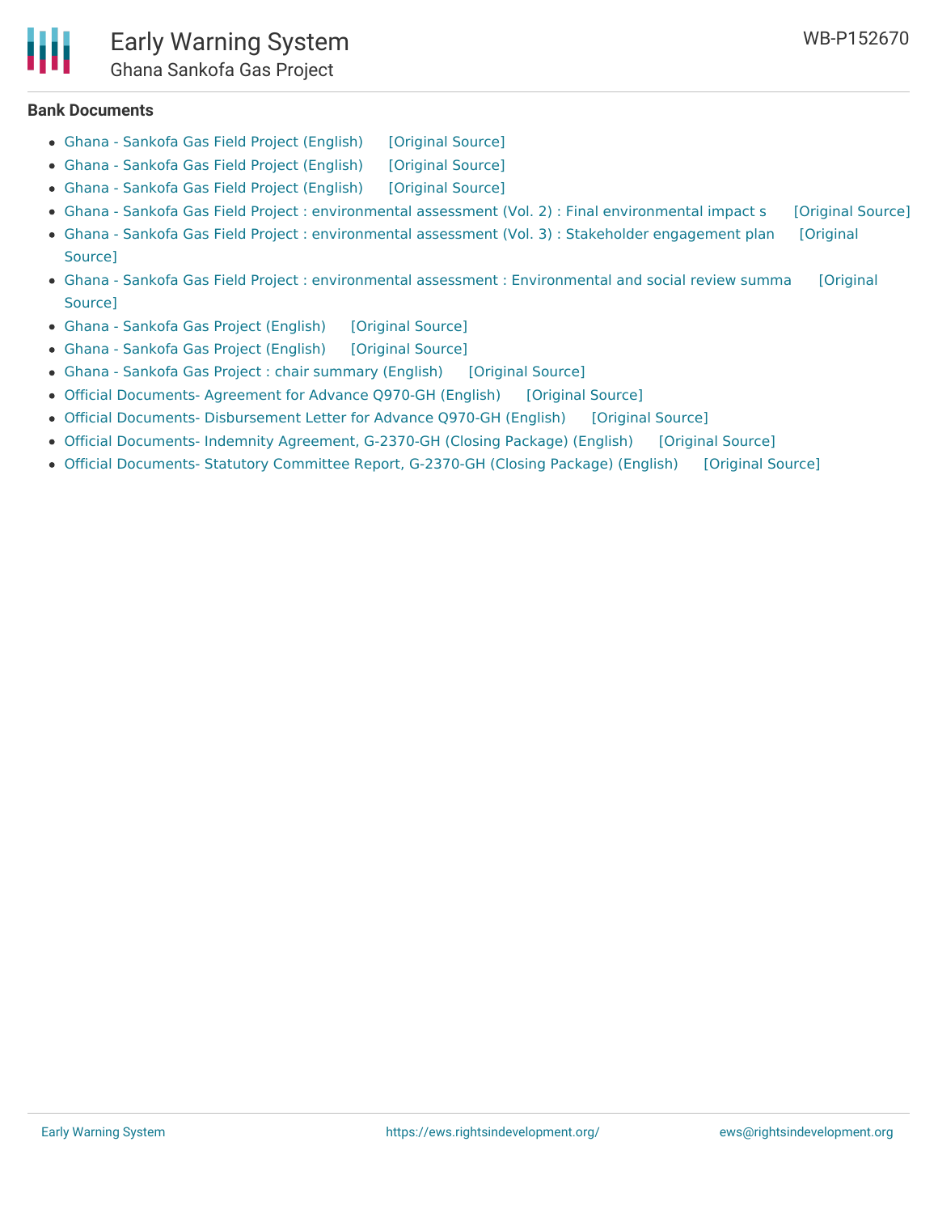### Bank Documents

- Ghana - Sankofa Gas Field Project (English) [Original Source]
- Ghana - Sankofa Gas Field Project (English) [Original Source]
- Ghana - Sankofa Gas Field Project (English) [Original Source]
- Ghana - Sankofa Gas Field Project : environmental assessment (Vol. 2) : Final environmental impact s [Original Source]
- Ghana - Sankofa Gas Field Project : environmental assessment (Vol. 3) : Stakeholder engagement plan [Original Source]
- Ghana - Sankofa Gas Field Project : environmental assessment : Environmental and social review summa [Original Source]
- Ghana - Sankofa Gas Project (English) [Original Source]
- Ghana - Sankofa Gas Project (English) [Original Source]
- Ghana - Sankofa Gas Project : chair summary (English) [Original Source]
- Official Documents- Agreement for Advance Q970-GH (English) [Original Source]
- Official Documents- Disbursement Letter for Advance Q970-GH (English) [Original Source]
- Official Documents- Indemnity Agreement, G-2370-GH (Closing Package) (English) [Original Source]
- Official Documents- Statutory Committee Report, G-2370-GH (Closing Package) (English) [Original Source]